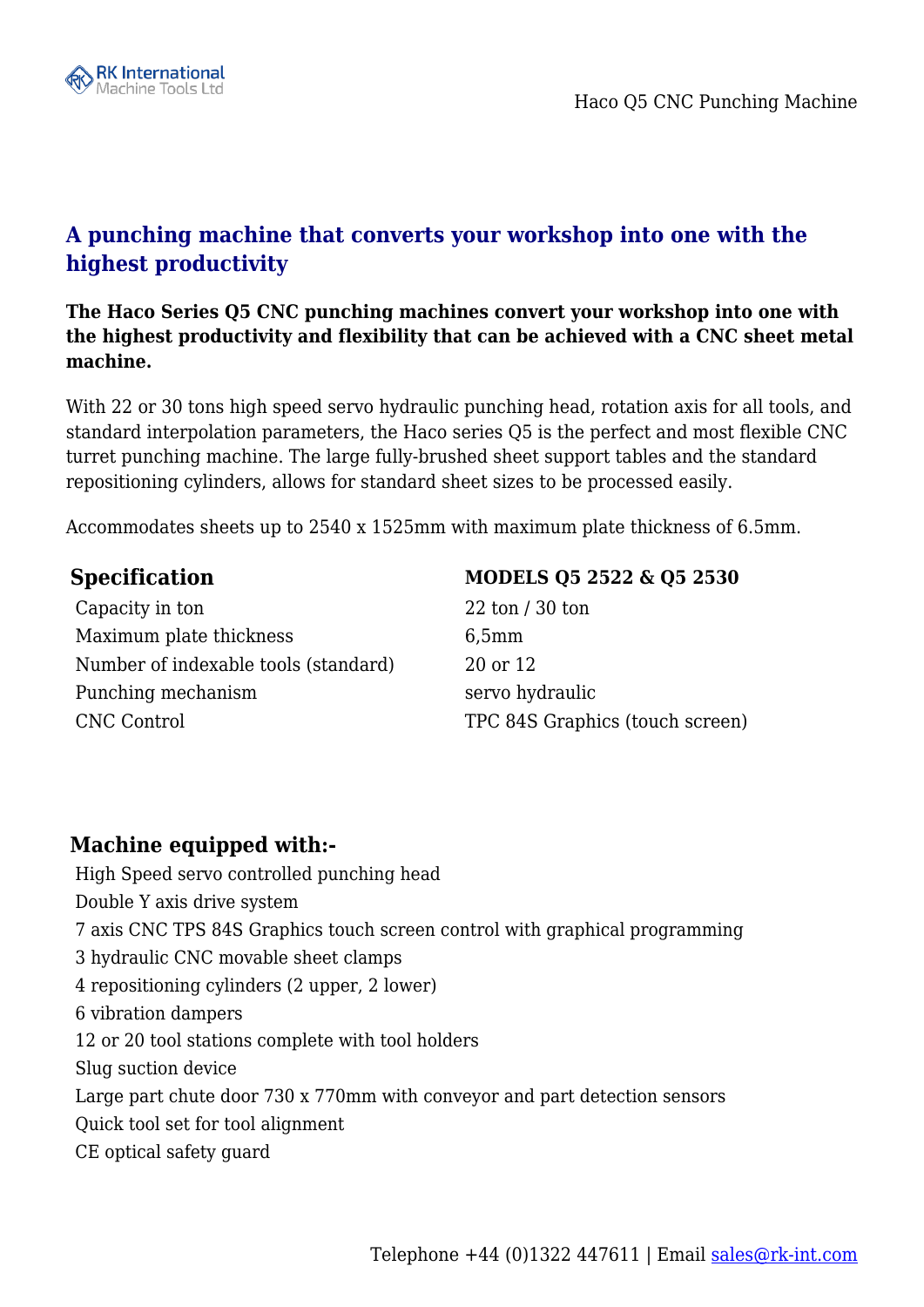## A punching machine that converts your workshop into one with the highest productivity

**The Haco Series Q5 CNC punching machines convert your workshop into one with the highest productivity and flexibility that can be achieved with a CNC sheet metal machine.**

With 22 or 30 tons high speed servo hydraulic punching head, rotation axis for all tools, and standard interpolation parameters, the Haco series Q5 is the perfect and most flexible CNC turret punching machine. The large fully-brushed sheet support tables and the standard repositioning cylinders, allows for standard sheet sizes to be processed easily.

Accommodates sheets up to 2540 x 1525mm with maximum plate thickness of 6.5mm.

| Specification | MODELS Q5 2522 & Q5 2530 |
| --- | --- |
| Capacity in ton | 22 ton / 30 ton |
| Maximum plate thickness | 6,5mm |
| Number of indexable tools (standard) | 20 or 12 |
| Punching mechanism | servo hydraulic |
| CNC Control | TPC 84S Graphics (touch screen) |

### Machine equipped with:-

- High Speed servo controlled punching head
- Double Y axis drive system
- 7 axis CNC TPS 84S Graphics touch screen control with graphical programming
- 3 hydraulic CNC movable sheet clamps
- 4 repositioning cylinders (2 upper, 2 lower)
- 6 vibration dampers
- 12 or 20 tool stations complete with tool holders
- Slug suction device
- Large part chute door 730 x 770mm with conveyor and part detection sensors
- Quick tool set for tool alignment
- CE optical safety guard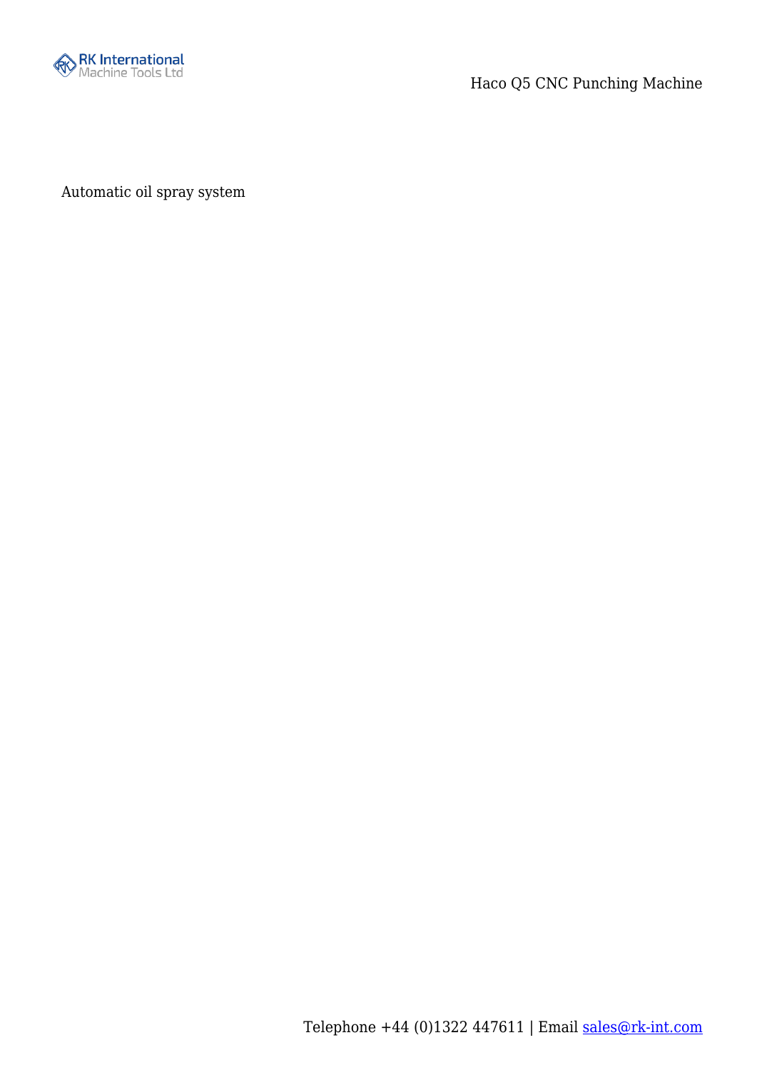Automatic oil spray system